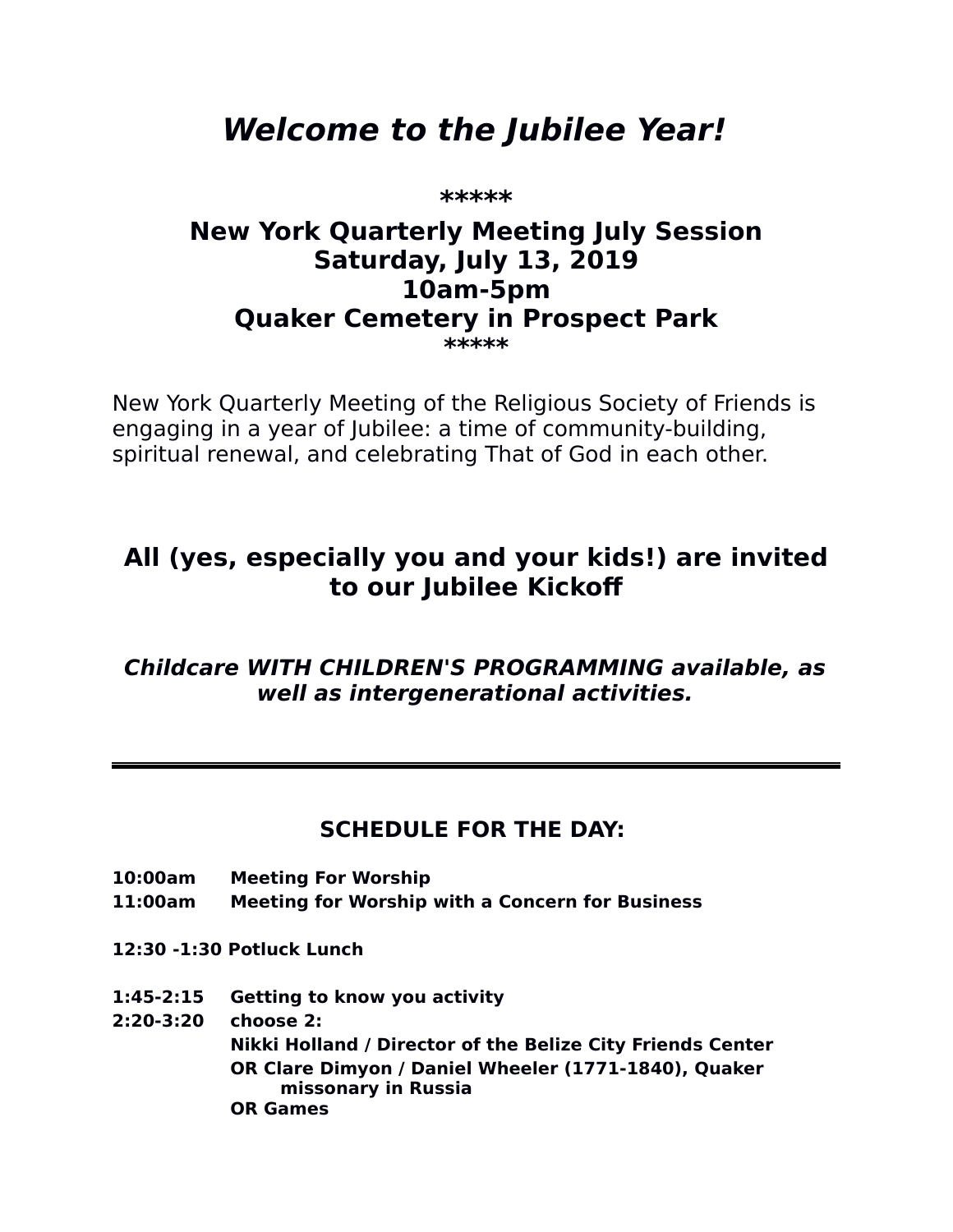# *Welcome to the Jubilee Year!*

**\*\*\*\*\***

## New York Quarterly Meeting July Session
## Saturday, July 13, 2019
## 10am-5pm
## Quaker Cemetery in Prospect Park

**\*\*\*\*\***

New York Quarterly Meeting of the Religious Society of Friends is engaging in a year of Jubilee: a time of community-building, spiritual renewal, and celebrating That of God in each other.

## All (yes, especially you and your kids!) are invited to our Jubilee Kickoff

***Childcare WITH CHILDREN'S PROGRAMMING available, as well as intergenerational activities.***

---

### SCHEDULE FOR THE DAY:

**10:00am Meeting For Worship**
**11:00am Meeting for Worship with a Concern for Business**

**12:30 -1:30 Potluck Lunch**

**1:45-2:15 Getting to know you activity**
**2:20-3:20 choose 2:**
**Nikki Holland / Director of the Belize City Friends Center**
**OR Clare Dimyon / Daniel Wheeler (1771-1840), Quaker missonary in Russia**
**OR Games**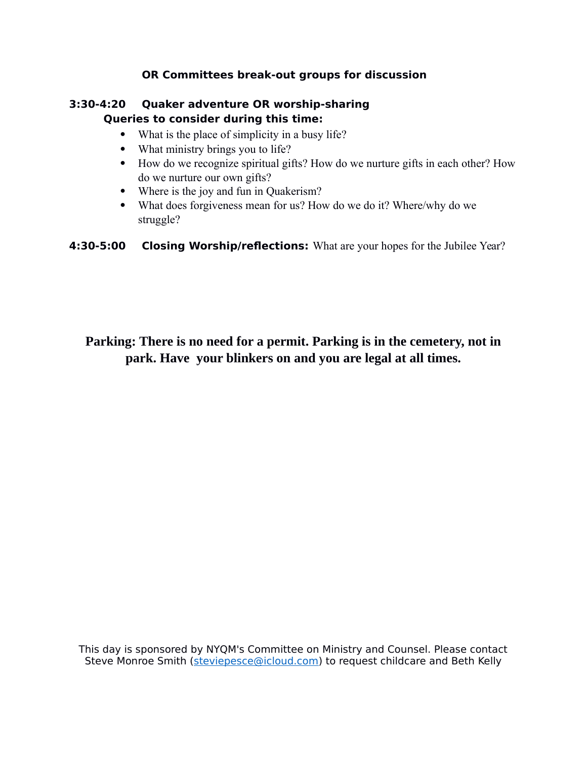**OR Committees break-out groups for discussion**

**3:30-4:20 Quaker adventure OR worship-sharing**

**Queries to consider during this time:**

- What is the place of simplicity in a busy life?
- What ministry brings you to life?
- How do we recognize spiritual gifts? How do we nurture gifts in each other? How do we nurture our own gifts?
- Where is the joy and fun in Quakerism?
- What does forgiveness mean for us? How do we do it? Where/why do we struggle?

**4:30-5:00 Closing Worship/reflections:** What are your hopes for the Jubilee Year?

**Parking: There is no need for a permit. Parking is in the cemetery, not in park. Have your blinkers on and you are legal at all times.**

This day is sponsored by NYQM's Committee on Ministry and Counsel. Please contact Steve Monroe Smith (steviepesce@icloud.com) to request childcare and Beth Kelly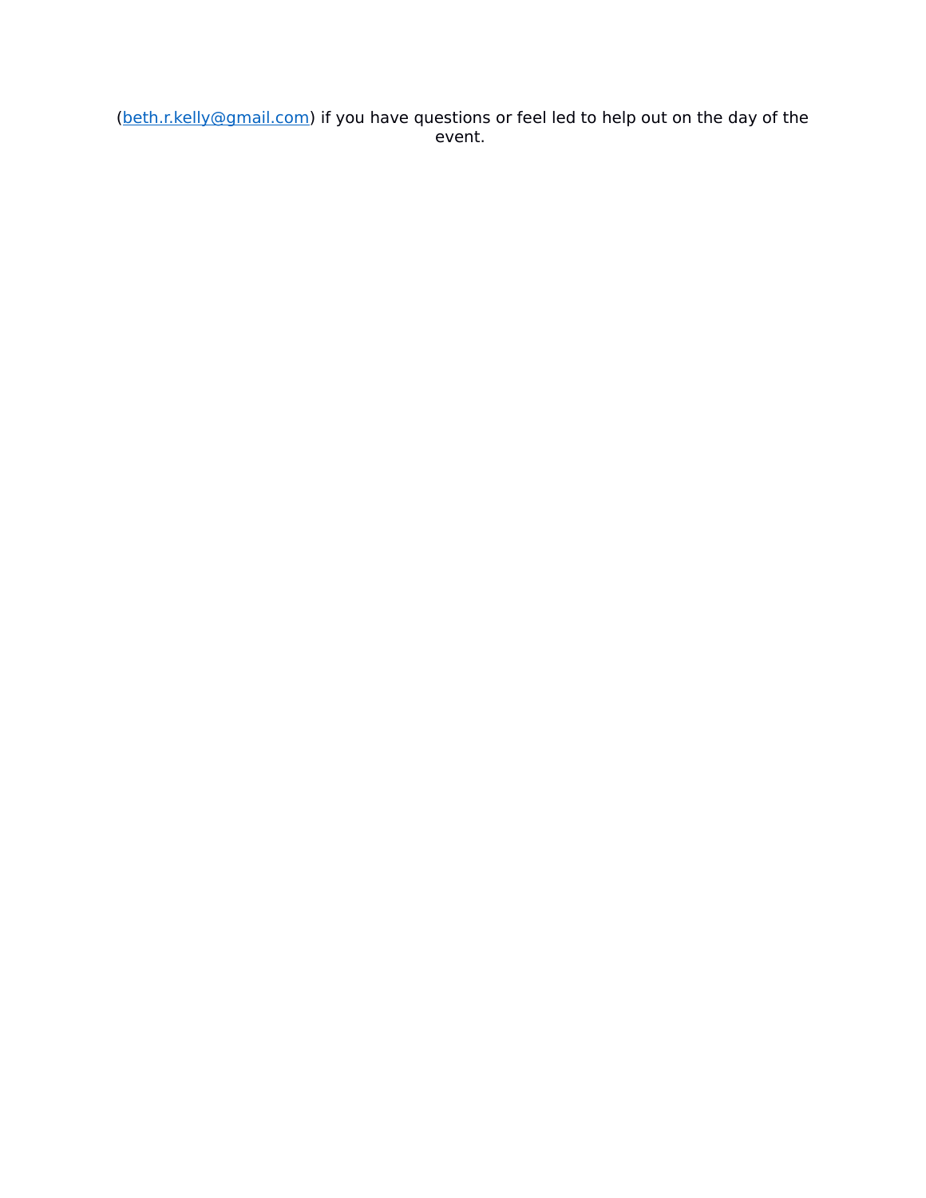([beth.r.kelly@gmail.com](mailto:beth.r.kelly@gmail.com)) if you have questions or feel led to help out on the day of the event.